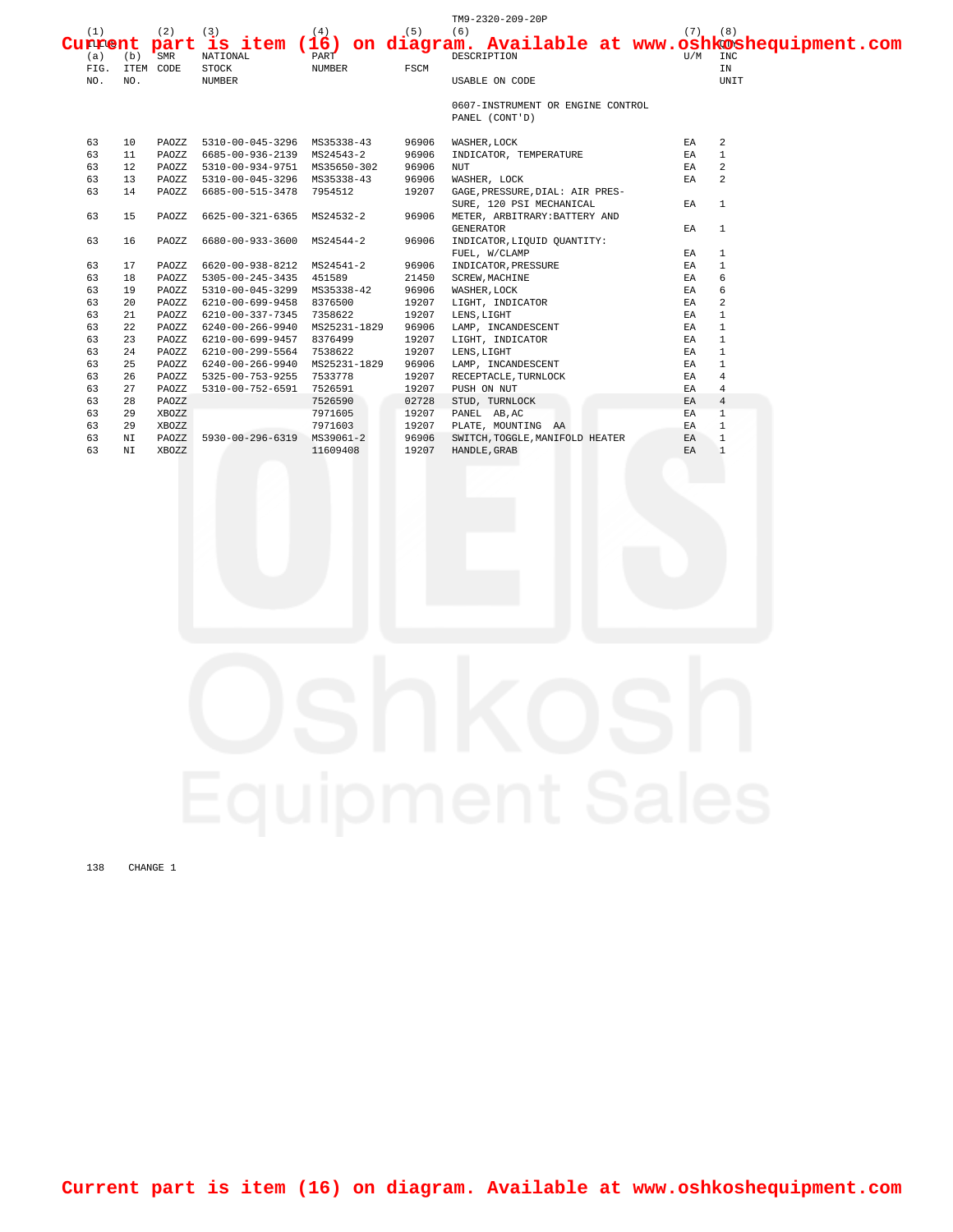Current part is item (16) on diagram. Available at www.oshkoshequipment.com

| (1) (a) FIG. NO. | (b) ITEM NO. | (2) SMR CODE | (3) NATIONAL STOCK NUMBER | (4) PART NUMBER | (5) FSCM | (6) DESCRIPTION USABLE ON CODE | (7) U/M | (8) QTY INC IN UNIT |
|---|---|---|---|---|---|---|---|---|
| | | | | | | 0607-INSTRUMENT OR ENGINE CONTROL PANEL (CONT'D) | | |
| 63 | 10 | PAOZZ | 5310-00-045-3296 | MS35338-43 | 96906 | WASHER,LOCK | EA | 2 |
| 63 | 11 | PAOZZ | 6685-00-936-2139 | MS24543-2 | 96906 | INDICATOR, TEMPERATURE | EA | 1 |
| 63 | 12 | PAOZZ | 5310-00-934-9751 | MS35650-302 | 96906 | NUT | EA | 2 |
| 63 | 13 | PAOZZ | 5310-00-045-3296 | MS35338-43 | 96906 | WASHER, LOCK | EA | 2 |
| 63 | 14 | PAOZZ | 6685-00-515-3478 | 7954512 | 19207 | GAGE,PRESSURE,DIAL: AIR PRESSURE, 120 PSI MECHANICAL | EA | 1 |
| 63 | 15 | PAOZZ | 6625-00-321-6365 | MS24532-2 | 96906 | METER, ARBITRARY:BATTERY AND GENERATOR | EA | 1 |
| 63 | 16 | PAOZZ | 6680-00-933-3600 | MS24544-2 | 96906 | INDICATOR,LIQUID QUANTITY: FUEL, W/CLAMP | EA | 1 |
| 63 | 17 | PAOZZ | 6620-00-938-8212 | MS24541-2 | 96906 | INDICATOR,PRESSURE | EA | 1 |
| 63 | 18 | PAOZZ | 5305-00-245-3435 | 451589 | 21450 | SCREW,MACHINE | EA | 6 |
| 63 | 19 | PAOZZ | 5310-00-045-3299 | MS35338-42 | 96906 | WASHER,LOCK | EA | 6 |
| 63 | 20 | PAOZZ | 6210-00-699-9458 | 8376500 | 19207 | LIGHT, INDICATOR | EA | 2 |
| 63 | 21 | PAOZZ | 6210-00-337-7345 | 7358622 | 19207 | LENS,LIGHT | EA | 1 |
| 63 | 22 | PAOZZ | 6240-00-266-9940 | MS25231-1829 | 96906 | LAMP, INCANDESCENT | EA | 1 |
| 63 | 23 | PAOZZ | 6210-00-699-9457 | 8376499 | 19207 | LIGHT, INDICATOR | EA | 1 |
| 63 | 24 | PAOZZ | 6210-00-299-5564 | 7538622 | 19207 | LENS,LIGHT | EA | 1 |
| 63 | 25 | PAOZZ | 6240-00-266-9940 | MS25231-1829 | 96906 | LAMP, INCANDESCENT | EA | 1 |
| 63 | 26 | PAOZZ | 5325-00-753-9255 | 7533778 | 19207 | RECEPTACLE,TURNLOCK | EA | 4 |
| 63 | 27 | PAOZZ | 5310-00-752-6591 | 7526591 | 19207 | PUSH ON NUT | EA | 4 |
| 63 | 28 | PAOZZ | | 7526590 | 02728 | STUD, TURNLOCK | EA | 4 |
| 63 | 29 | XBOZZ | | 7971605 | 19207 | PANEL AB,AC | EA | 1 |
| 63 | 29 | XBOZZ | | 7971603 | 19207 | PLATE, MOUNTING AA | EA | 1 |
| 63 | NI | PAOZZ | 5930-00-296-6319 | MS39061-2 | 96906 | SWITCH,TOGGLE,MANIFOLD HEATER | EA | 1 |
| 63 | NI | XBOZZ | | 11609408 | 19207 | HANDLE,GRAB | EA | 1 |

Current part is item (16) on diagram. Available at www.oshkoshequipment.com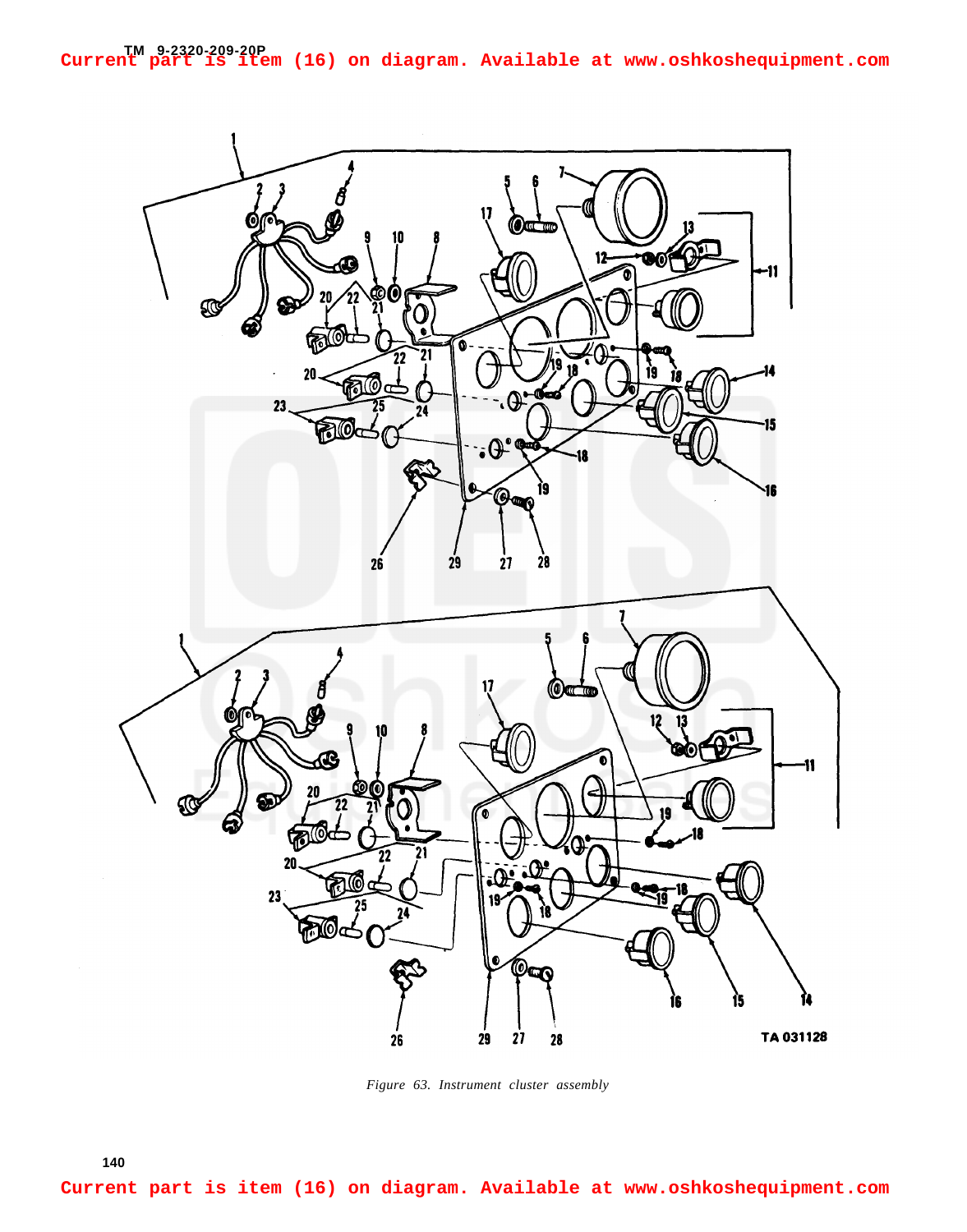Current part is item (16) on diagram. Available at www.oshkoshequipment.com

*Figure 63. Instrument cluster assembly*

Current part is item (16) on diagram. Available at www.oshkoshequipment.com